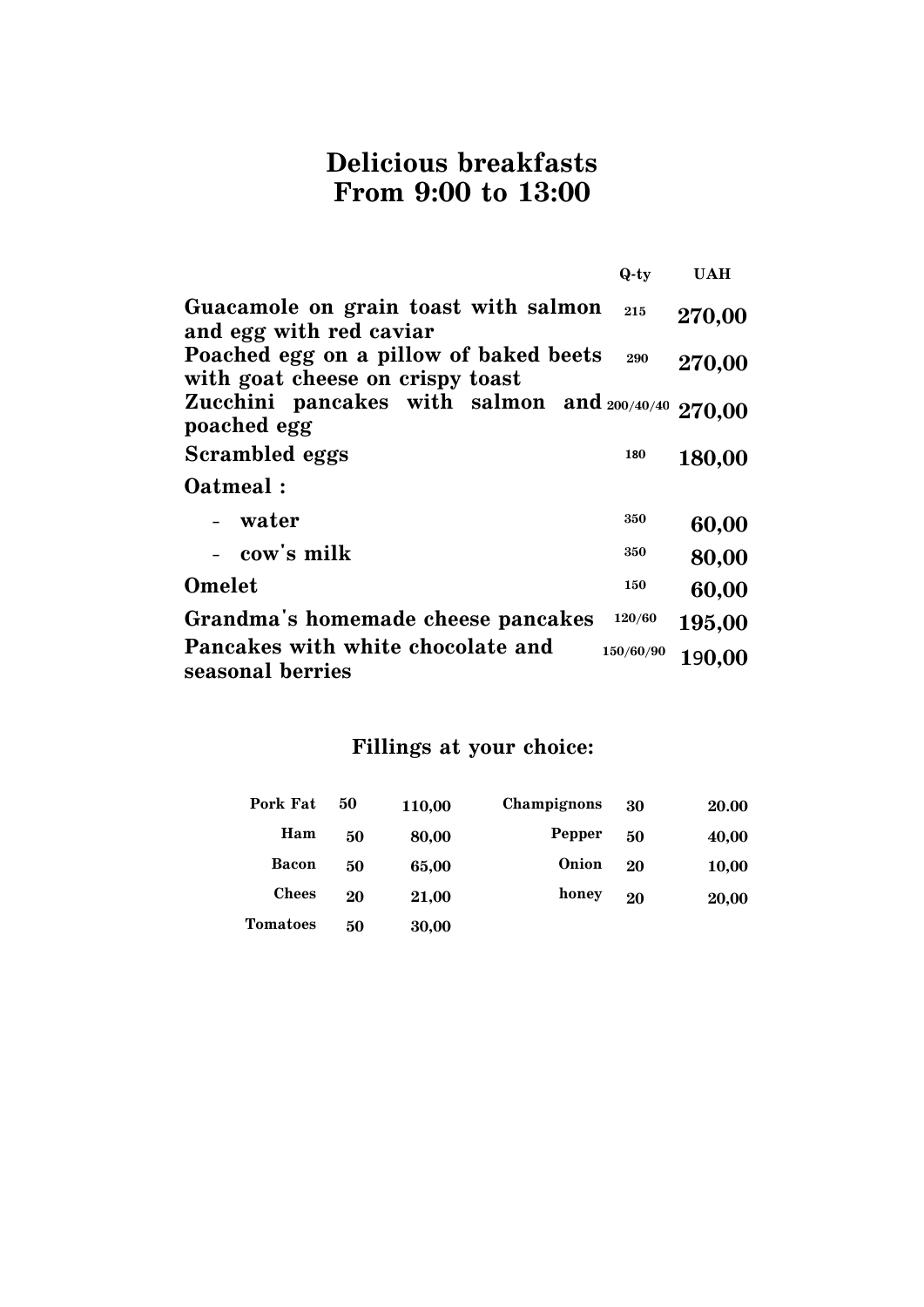# Delicious breakfasts
# From 9:00 to 13:00

| | Q-ty | UAH |
|---|---|---|
| **Guacamole on grain toast with salmon and egg with red caviar** | 215 | 270,00 |
| **Poached egg on a pillow of baked beets with goat cheese on crispy toast** | 290 | 270,00 |
| **Zucchini pancakes with salmon and poached egg** | 200/40/40 | 270,00 |
| **Scrambled eggs** | 180 | 180,00 |
| **Oatmeal :** | | |
| - water | 350 | 60,00 |
| - cow's milk | 350 | 80,00 |
| **Omelet** | 150 | 60,00 |
| **Grandma's homemade cheese pancakes** | 120/60 | 195,00 |
| **Pancakes with white chocolate and seasonal berries** | 150/60/90 | 190,00 |

## Fillings at your choice:

| | | | | | |
|---|---|---|---|---|---|
| Pork Fat | 50 | 110,00 | Champignons | 30 | 20.00 |
| Ham | 50 | 80,00 | Pepper | 50 | 40,00 |
| Bacon | 50 | 65,00 | Onion | 20 | 10,00 |
| Chees | 20 | 21,00 | honey | 20 | 20,00 |
| Tomatoes | 50 | 30,00 | | | |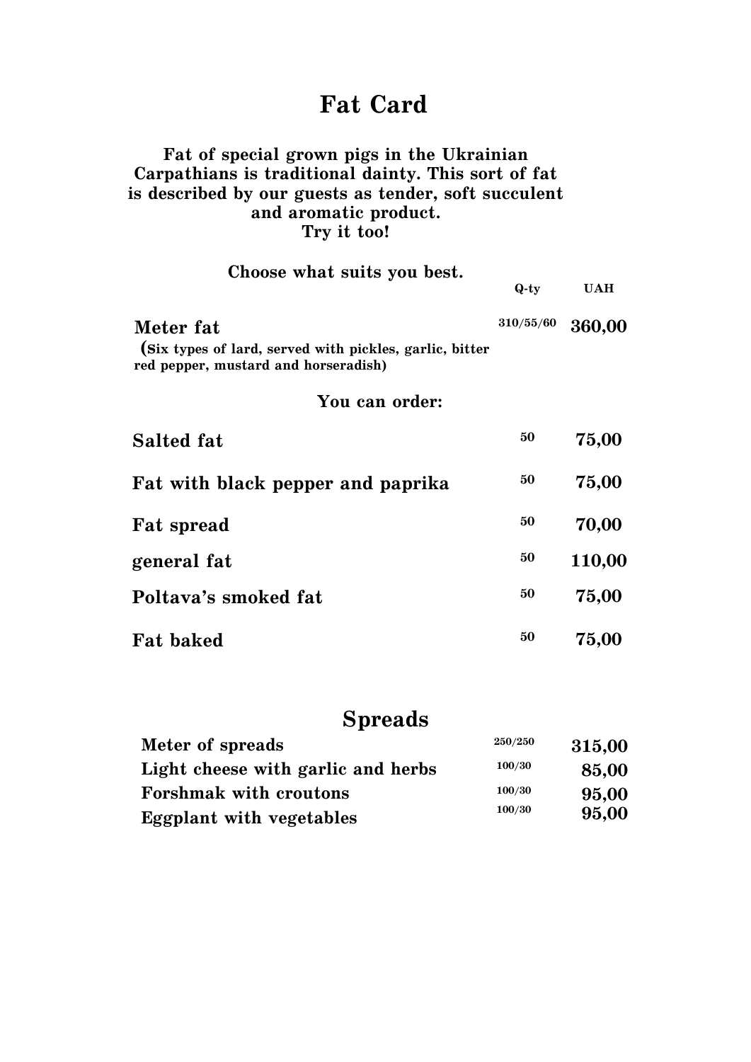# Fat Card

**Fat of special grown pigs in the Ukrainian Carpathians is traditional dainty. This sort of fat is described by our guests as tender, soft succulent and aromatic product.**
**Try it too!**

**Choose what suits you best.**

| | Q-ty | UAH |
|---|---|---|
| **Meter fat** (Six types of lard, served with pickles, garlic, bitter red pepper, mustard and horseradish) | 310/55/60 | 360,00 |

**You can order:**

| | | |
|---|---|---|
| **Salted fat** | 50 | 75,00 |
| **Fat with black pepper and paprika** | 50 | 75,00 |
| **Fat spread** | 50 | 70,00 |
| **general fat** | 50 | 110,00 |
| **Poltava's smoked fat** | 50 | 75,00 |
| **Fat baked** | 50 | 75,00 |

## Spreads

| | | |
|---|---|---|
| **Meter of spreads** | 250/250 | 315,00 |
| **Light cheese with garlic and herbs** | 100/30 | 85,00 |
| **Forshmak with croutons** | 100/30 | 95,00 |
| **Eggplant with vegetables** | 100/30 | 95,00 |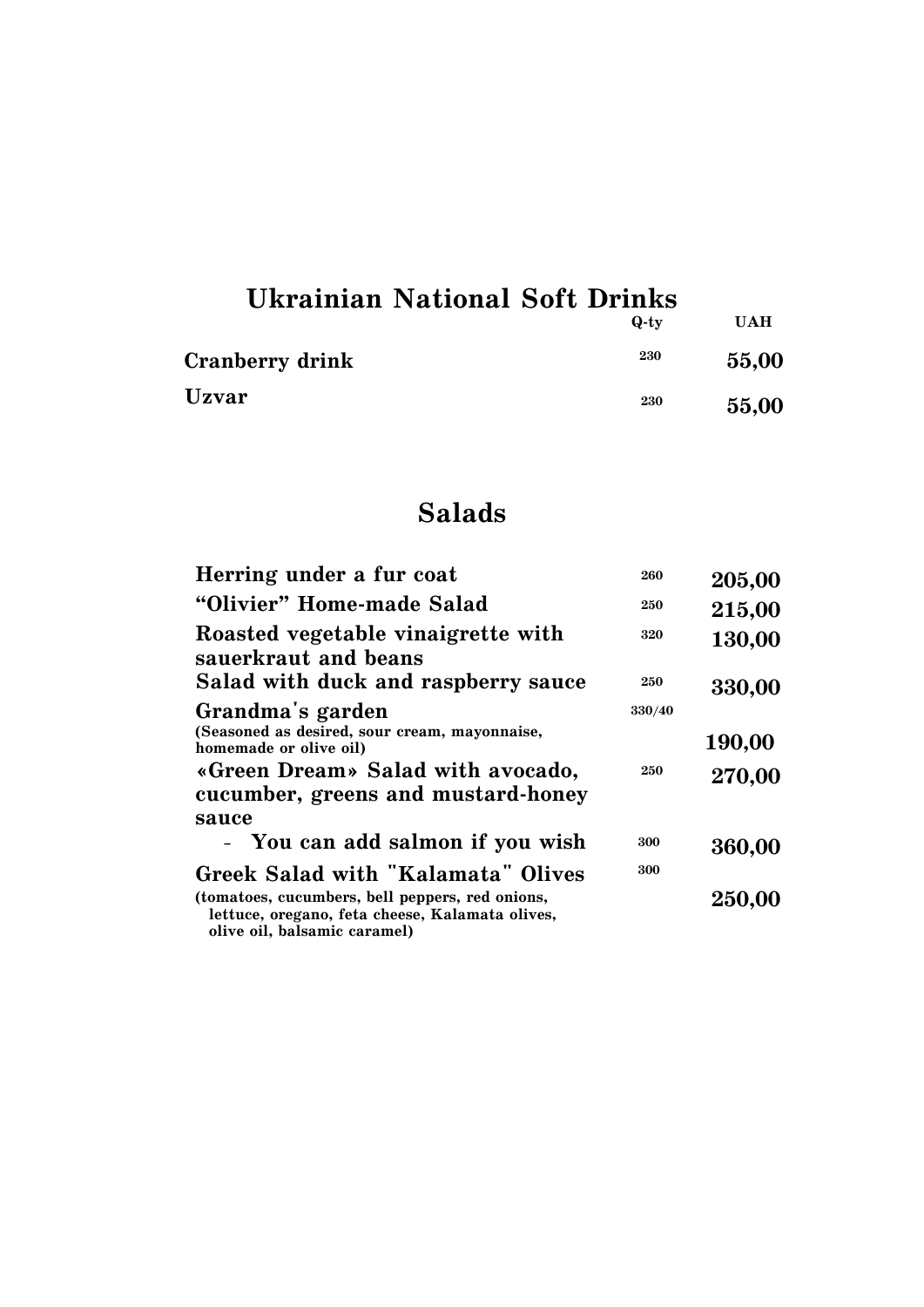## Ukrainian National Soft Drinks

| | Q-ty | UAH |
|---|---|---|
| **Cranberry drink** | 230 | **55,00** |
| **Uzvar** | 230 | **55,00** |

## Salads

| | | |
|---|---|---|
| **Herring under a fur coat** | 260 | **205,00** |
| **“Olivier” Home-made Salad** | 250 | **215,00** |
| **Roasted vegetable vinaigrette with sauerkraut and beans** | 320 | **130,00** |
| **Salad with duck and raspberry sauce** | 250 | **330,00** |
| **Grandma's garden** (Seasoned as desired, sour cream, mayonnaise, homemade or olive oil) | 330/40 | **190,00** |
| **«Green Dream» Salad with avocado, cucumber, greens and mustard-honey sauce** | 250 | **270,00** |
| - **You can add salmon if you wish** | 300 | **360,00** |
| **Greek Salad with "Kalamata" Olives** (tomatoes, cucumbers, bell peppers, red onions, lettuce, oregano, feta cheese, Kalamata olives, olive oil, balsamic caramel) | 300 | **250,00** |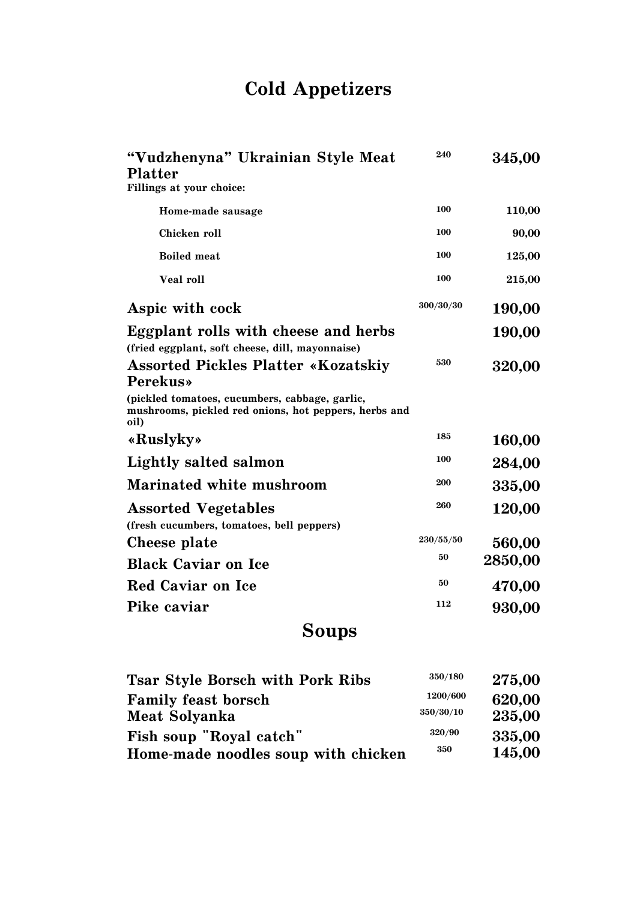# Cold Appetizers

| Dish | Weight | Price |
| --- | --- | --- |
| **"Vudzhenyna" Ukrainian Style Meat Platter** | 240 | **345,00** |
| Fillings at your choice: | | |
| Home-made sausage | 100 | 110,00 |
| Chicken roll | 100 | 90,00 |
| Boiled meat | 100 | 125,00 |
| Veal roll | 100 | 215,00 |
| **Aspic with cock** | 300/30/30 | **190,00** |
| **Eggplant rolls with cheese and herbs** (fried eggplant, soft cheese, dill, mayonnaise) | | **190,00** |
| **Assorted Pickles Platter «Kozatskiy Perekus»** (pickled tomatoes, cucumbers, cabbage, garlic, mushrooms, pickled red onions, hot peppers, herbs and oil) | 530 | **320,00** |
| **«Ruslyky»** | 185 | **160,00** |
| **Lightly salted salmon** | 100 | **284,00** |
| **Marinated white mushroom** | 200 | **335,00** |
| **Assorted Vegetables** (fresh cucumbers, tomatoes, bell peppers) | 260 | **120,00** |
| **Cheese plate** | 230/55/50 | **560,00** |
| **Black Caviar on Ice** | 50 | **2850,00** |
| **Red Caviar on Ice** | 50 | **470,00** |
| **Pike caviar** | 112 | **930,00** |

# Soups

| Dish | Weight | Price |
| --- | --- | --- |
| **Tsar Style Borsch with Pork Ribs** | 350/180 | **275,00** |
| **Family feast borsch** | 1200/600 | **620,00** |
| **Meat Solyanka** | 350/30/10 | **235,00** |
| **Fish soup "Royal catch"** | 320/90 | **335,00** |
| **Home-made noodles soup with chicken** | 350 | **145,00** |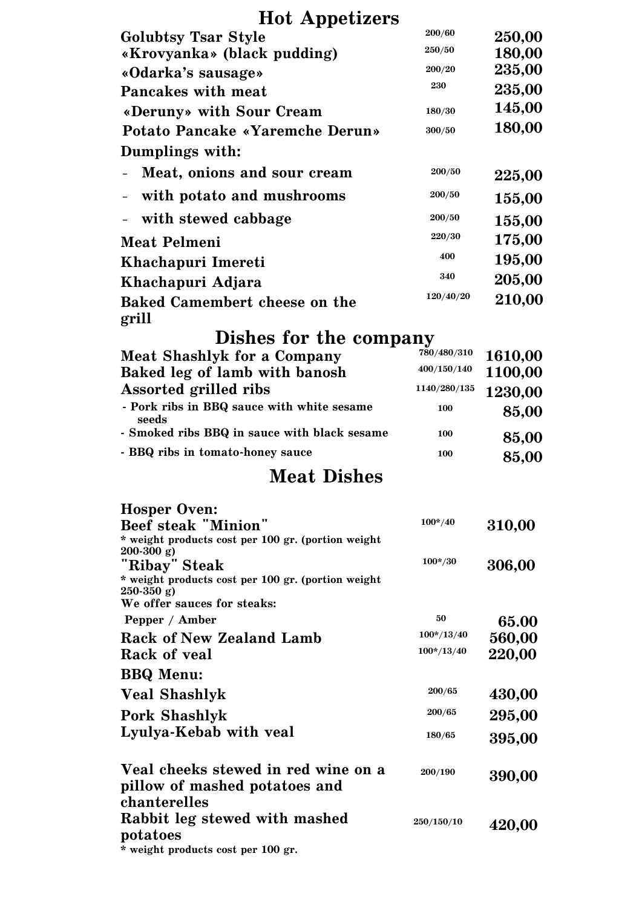# Hot Appetizers

| | | |
|---|---|---|
| **Golubtsy Tsar Style** | 200/60 | **250,00** |
| **«Krovyanka» (black pudding)** | 250/50 | **180,00** |
| **«Odarka's sausage»** | 200/20 | **235,00** |
| **Pancakes with meat** | 230 | **235,00** |
| **«Deruny» with Sour Cream** | 180/30 | **145,00** |
| **Potato Pancake «Yaremche Derun»** | 300/50 | **180,00** |
| **Dumplings with:** | | |
| - **Meat, onions and sour cream** | 200/50 | **225,00** |
| - **with potato and mushrooms** | 200/50 | **155,00** |
| - **with stewed cabbage** | 200/50 | **155,00** |
| **Meat Pelmeni** | 220/30 | **175,00** |
| **Khachapuri Imereti** | 400 | **195,00** |
| **Khachapuri Adjara** | 340 | **205,00** |
| **Baked Camembert cheese on the grill** | 120/40/20 | **210,00** |

# Dishes for the company

| | | |
|---|---|---|
| **Meat Shashlyk for a Company** | 780/480/310 | **1610,00** |
| **Baked leg of lamb with banosh** | 400/150/140 | **1100,00** |
| **Assorted grilled ribs** | 1140/280/135 | **1230,00** |
| - Pork ribs in BBQ sauce with white sesame seeds | 100 | **85,00** |
| - Smoked ribs BBQ in sauce with black sesame | 100 | **85,00** |
| - BBQ ribs in tomato-honey sauce | 100 | **85,00** |

# Meat Dishes

| | | |
|---|---|---|
| **Hosper Oven:** | | |
| **Beef steak "Minion"**<br>* weight products cost per 100 gr. (portion weight 200-300 g) | 100*/40 | **310,00** |
| **"Ribay" Steak**<br>* weight products cost per 100 gr. (portion weight 250-350 g) | 100*/30 | **306,00** |
| We offer sauces for steaks: | | |
| Pepper / Amber | 50 | **65.00** |
| **Rack of New Zealand Lamb** | 100*/13/40 | **560,00** |
| **Rack of veal** | 100*/13/40 | **220,00** |
| **BBQ Menu:** | | |
| **Veal Shashlyk** | 200/65 | **430,00** |
| **Pork Shashlyk** | 200/65 | **295,00** |
| **Lyulya-Kebab with veal** | 180/65 | **395,00** |
| **Veal cheeks stewed in red wine on a pillow of mashed potatoes and chanterelles** | 200/190 | **390,00** |
| **Rabbit leg stewed with mashed potatoes** | 250/150/10 | **420,00** |

\* weight products cost per 100 gr.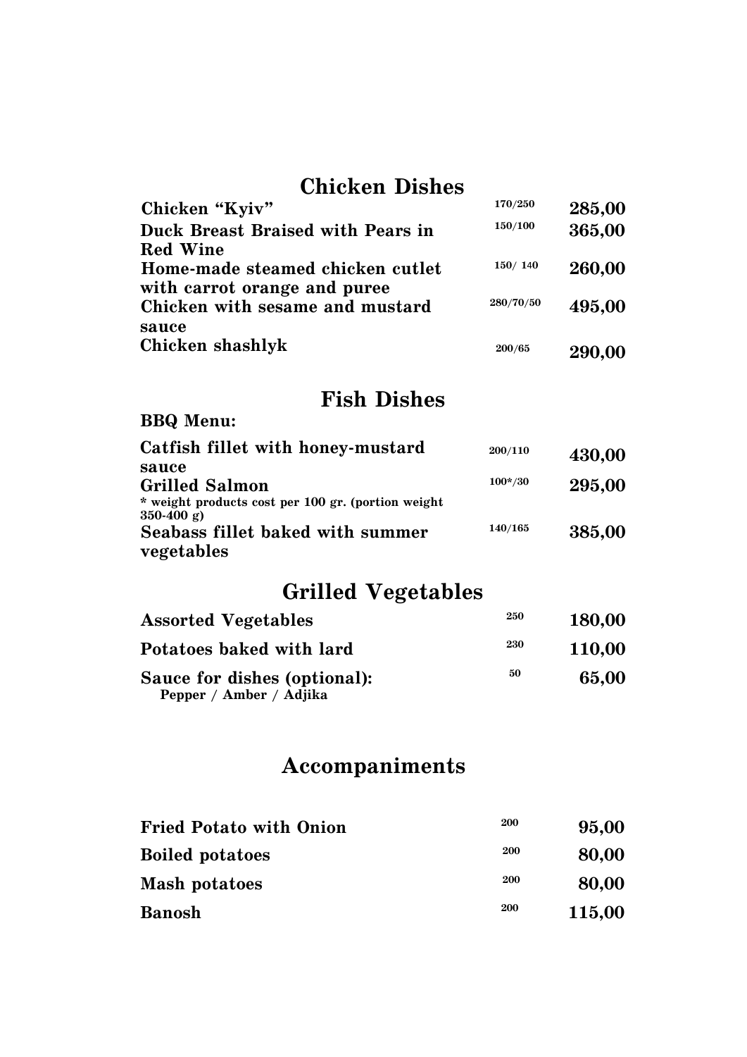## Chicken Dishes

| | | |
|---|---|---|
| **Chicken "Kyiv"** | 170/250 | **285,00** |
| **Duck Breast Braised with Pears in Red Wine** | 150/100 | **365,00** |
| **Home-made steamed chicken cutlet with carrot orange and puree** | 150/ 140 | **260,00** |
| **Chicken with sesame and mustard sauce** | 280/70/50 | **495,00** |
| **Chicken shashlyk** | 200/65 | **290,00** |

## Fish Dishes

**BBQ Menu:**

| | | |
|---|---|---|
| **Catfish fillet with honey-mustard sauce** | 200/110 | **430,00** |
| **Grilled Salmon**<br>* weight products cost per 100 gr. (portion weight 350-400 g) | 100*/30 | **295,00** |
| **Seabass fillet baked with summer vegetables** | 140/165 | **385,00** |

## Grilled Vegetables

| | | |
|---|---|---|
| **Assorted Vegetables** | 250 | **180,00** |
| **Potatoes baked with lard** | 230 | **110,00** |
| **Sauce for dishes (optional):**<br>Pepper / Amber / Adjika | 50 | **65,00** |

## Accompaniments

| | | |
|---|---|---|
| **Fried Potato with Onion** | 200 | **95,00** |
| **Boiled potatoes** | 200 | **80,00** |
| **Mash potatoes** | 200 | **80,00** |
| **Banosh** | 200 | **115,00** |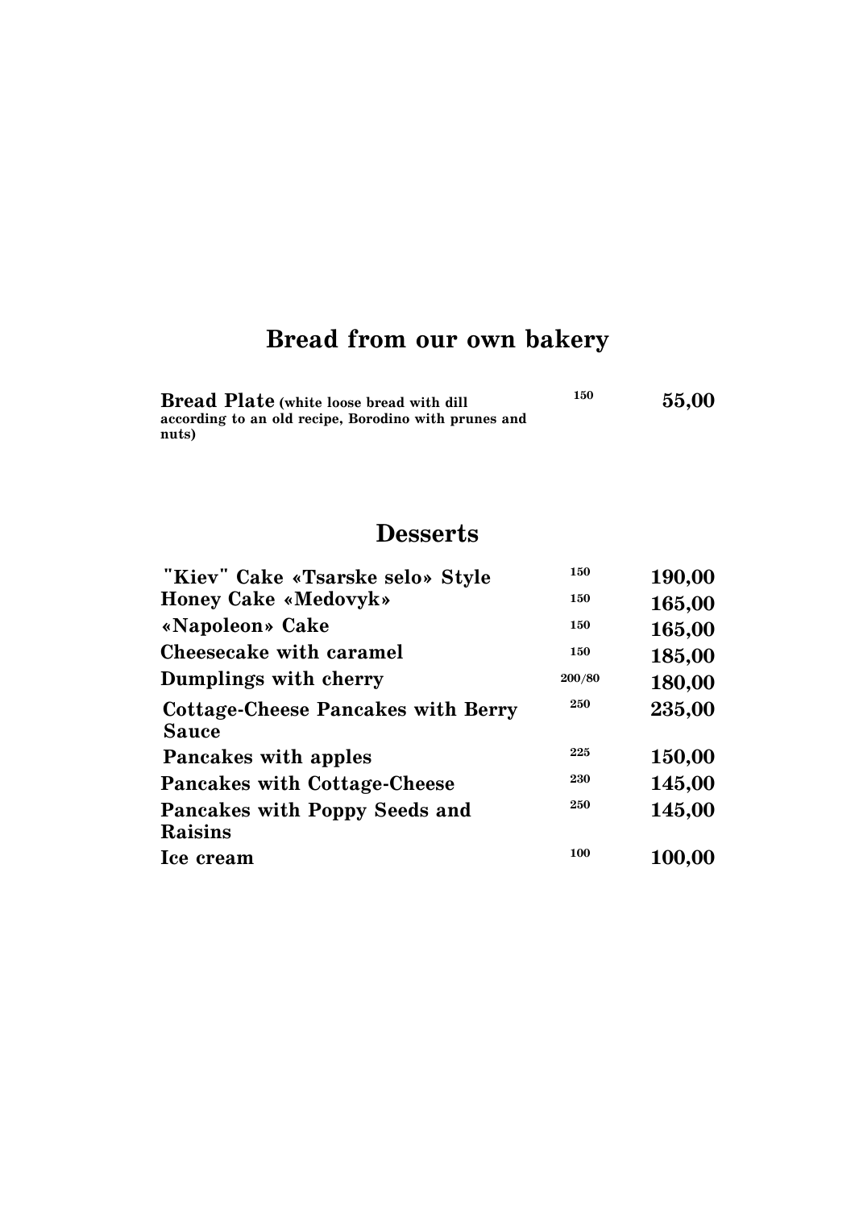## Bread from our own bakery

| | | |
|---|---|---|
| **Bread Plate** (white loose bread with dill according to an old recipe, Borodino with prunes and nuts) | 150 | **55,00** |

## Desserts

| | | |
|---|---|---|
| **"Kiev" Cake «Tsarske selo» Style** | 150 | **190,00** |
| **Honey Cake «Medovyk»** | 150 | **165,00** |
| **«Napoleon» Cake** | 150 | **165,00** |
| **Cheesecake with caramel** | 150 | **185,00** |
| **Dumplings with cherry** | 200/80 | **180,00** |
| **Cottage-Cheese Pancakes with Berry Sauce** | 250 | **235,00** |
| **Pancakes with apples** | 225 | **150,00** |
| **Pancakes with Cottage-Cheese** | 230 | **145,00** |
| **Pancakes with Poppy Seeds and Raisins** | 250 | **145,00** |
| **Ice cream** | 100 | **100,00** |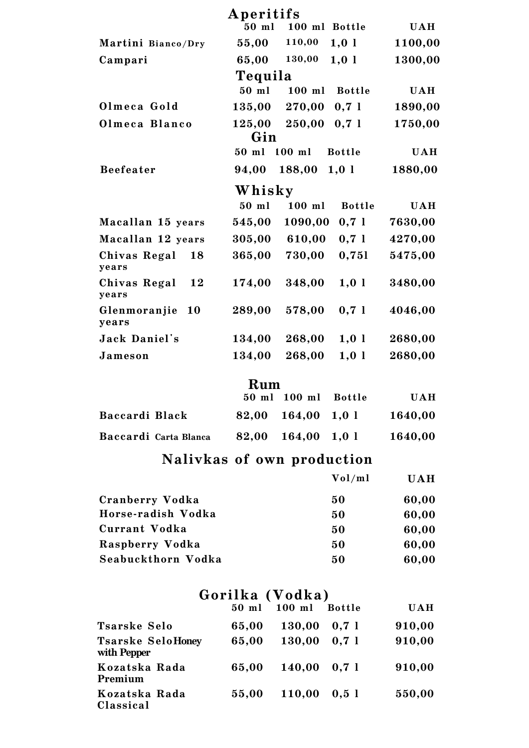## Aperitifs

| | 50 ml | 100 ml | Bottle | UAH |
|---|---|---|---|---|
| Martini Bianco/Dry | 55,00 | 110,00 | 1,0 l | 1100,00 |
| Campari | 65,00 | 130,00 | 1,0 l | 1300,00 |

## Tequila

| | 50 ml | 100 ml | Bottle | UAH |
|---|---|---|---|---|
| Olmeca Gold | 135,00 | 270,00 | 0,7 l | 1890,00 |
| Olmeca Blanco | 125,00 | 250,00 | 0,7 l | 1750,00 |

## Gin

| | 50 ml | 100 ml | Bottle | UAH |
|---|---|---|---|---|
| Beefeater | 94,00 | 188,00 | 1,0 l | 1880,00 |

## Whisky

| | 50 ml | 100 ml | Bottle | UAH |
|---|---|---|---|---|
| Macallan 15 years | 545,00 | 1090,00 | 0,7 l | 7630,00 |
| Macallan 12 years | 305,00 | 610,00 | 0,7 l | 4270,00 |
| Chivas Regal 18 years | 365,00 | 730,00 | 0,75l | 5475,00 |
| Chivas Regal 12 years | 174,00 | 348,00 | 1,0 l | 3480,00 |
| Glenmoranjie 10 years | 289,00 | 578,00 | 0,7 l | 4046,00 |
| Jack Daniel's | 134,00 | 268,00 | 1,0 l | 2680,00 |
| Jameson | 134,00 | 268,00 | 1,0 l | 2680,00 |

## Rum

| | 50 ml | 100 ml | Bottle | UAH |
|---|---|---|---|---|
| Baccardi Black | 82,00 | 164,00 | 1,0 l | 1640,00 |
| Baccardi Carta Blanca | 82,00 | 164,00 | 1,0 l | 1640,00 |

## Nalivkas of own production

| | Vol/ml | UAH |
|---|---|---|
| Cranberry Vodka | 50 | 60,00 |
| Horse-radish Vodka | 50 | 60,00 |
| Currant Vodka | 50 | 60,00 |
| Raspberry Vodka | 50 | 60,00 |
| Seabuckthorn Vodka | 50 | 60,00 |

## Gorilka (Vodka)

| | 50 ml | 100 ml | Bottle | UAH |
|---|---|---|---|---|
| Tsarske Selo | 65,00 | 130,00 | 0,7 l | 910,00 |
| Tsarske Selo Honey with Pepper | 65,00 | 130,00 | 0,7 l | 910,00 |
| Kozatska Rada Premium | 65,00 | 140,00 | 0,7 l | 910,00 |
| Kozatska Rada Classical | 55,00 | 110,00 | 0,5 l | 550,00 |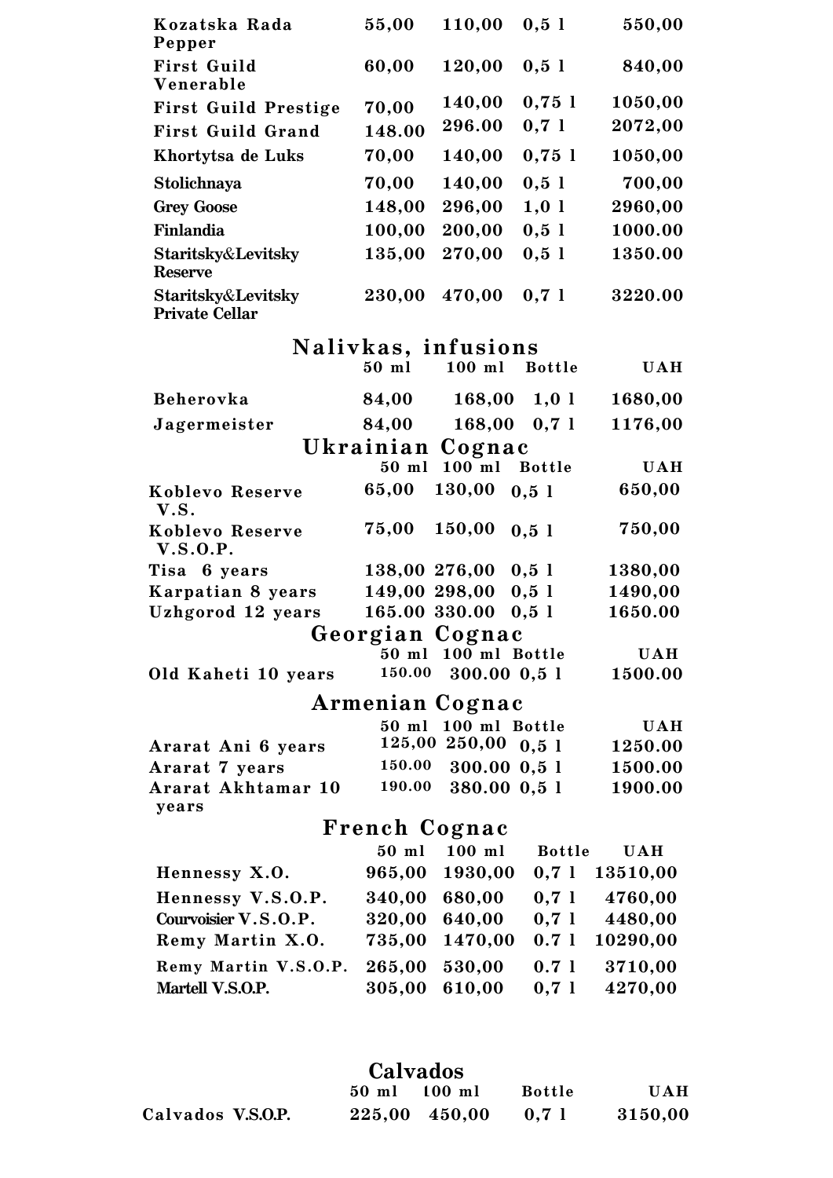| | | | | |
|---|---|---|---|---|
| Kozatska Rada Pepper | 55,00 | 110,00 | 0,5 l | 550,00 |
| First Guild Venerable | 60,00 | 120,00 | 0,5 l | 840,00 |
| First Guild Prestige | 70,00 | 140,00 | 0,75 l | 1050,00 |
| First Guild Grand | 148.00 | 296.00 | 0,7 l | 2072,00 |
| Khortytsa de Luks | 70,00 | 140,00 | 0,75 l | 1050,00 |
| Stolichnaya | 70,00 | 140,00 | 0,5 l | 700,00 |
| Grey Goose | 148,00 | 296,00 | 1,0 l | 2960,00 |
| Finlandia | 100,00 | 200,00 | 0,5 l | 1000.00 |
| Staritsky&Levitsky Reserve | 135,00 | 270,00 | 0,5 l | 1350.00 |
| Staritsky&Levitsky Private Cellar | 230,00 | 470,00 | 0,7 l | 3220.00 |

## Nalivkas, infusions

| | 50 ml | 100 ml | Bottle | UAH |
|---|---|---|---|---|
| Beherovka | 84,00 | 168,00 | 1,0 l | 1680,00 |
| Jagermeister | 84,00 | 168,00 | 0,7 l | 1176,00 |

## Ukrainian Cognac

| | 50 ml | 100 ml | Bottle | UAH |
|---|---|---|---|---|
| Koblevo Reserve V.S. | 65,00 | 130,00 | 0,5 l | 650,00 |
| Koblevo Reserve V.S.O.P. | 75,00 | 150,00 | 0,5 l | 750,00 |
| Tisa 6 years | 138,00 | 276,00 | 0,5 l | 1380,00 |
| Karpatian 8 years | 149,00 | 298,00 | 0,5 l | 1490,00 |
| Uzhgorod 12 years | 165.00 | 330.00 | 0,5 l | 1650.00 |

## Georgian Cognac

| | 50 ml | 100 ml | Bottle | UAH |
|---|---|---|---|---|
| Old Kaheti 10 years | 150.00 | 300.00 | 0,5 l | 1500.00 |

## Armenian Cognac

| | 50 ml | 100 ml | Bottle | UAH |
|---|---|---|---|---|
| Ararat Ani 6 years | 125,00 | 250,00 | 0,5 l | 1250.00 |
| Ararat 7 years | 150.00 | 300.00 | 0,5 l | 1500.00 |
| Ararat Akhtamar 10 years | 190.00 | 380.00 | 0,5 l | 1900.00 |

## French Cognac

| | 50 ml | 100 ml | Bottle | UAH |
|---|---|---|---|---|
| Hennessy X.O. | 965,00 | 1930,00 | 0,7 l | 13510,00 |
| Hennessy V.S.O.P. | 340,00 | 680,00 | 0,7 l | 4760,00 |
| Courvoisier V.S.O.P. | 320,00 | 640,00 | 0,7 l | 4480,00 |
| Remy Martin X.O. | 735,00 | 1470,00 | 0.7 l | 10290,00 |
| Remy Martin V.S.O.P. | 265,00 | 530,00 | 0.7 l | 3710,00 |
| Martell V.S.O.P. | 305,00 | 610,00 | 0,7 l | 4270,00 |

## Calvados

| | 50 ml | 100 ml | Bottle | UAH |
|---|---|---|---|---|
| Calvados V.S.O.P. | 225,00 | 450,00 | 0,7 l | 3150,00 |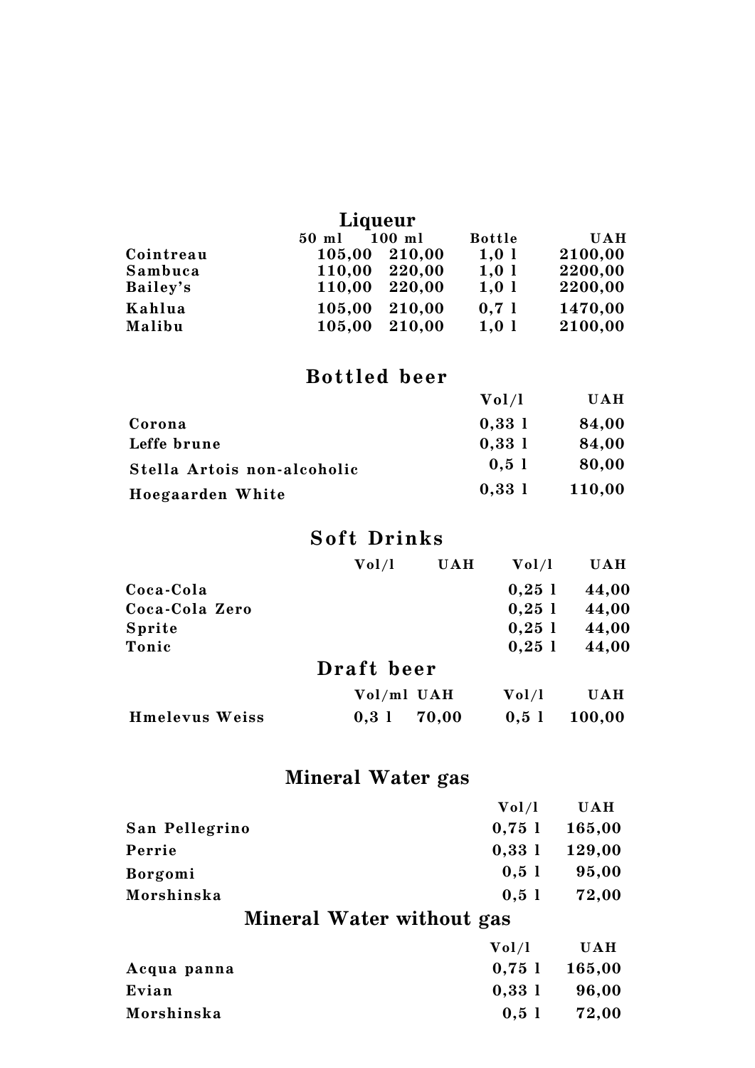## Liqueur

| | 50 ml | 100 ml | Bottle | UAH |
|---|---|---|---|---|
| Cointreau | 105,00 | 210,00 | 1,0 l | 2100,00 |
| Sambuca | 110,00 | 220,00 | 1,0 l | 2200,00 |
| Bailey's | 110,00 | 220,00 | 1,0 l | 2200,00 |
| Kahlua | 105,00 | 210,00 | 0,7 l | 1470,00 |
| Malibu | 105,00 | 210,00 | 1,0 l | 2100,00 |

## Bottled beer

| | Vol/l | UAH |
|---|---|---|
| Corona | 0,33 l | 84,00 |
| Leffe brune | 0,33 l | 84,00 |
| Stella Artois non-alcoholic | 0,5 l | 80,00 |
| Hoegaarden White | 0,33 l | 110,00 |

## Soft Drinks

| | Vol/l | UAH | Vol/l | UAH |
|---|---|---|---|---|
| Coca-Cola | | | 0,25 l | 44,00 |
| Coca-Cola Zero | | | 0,25 l | 44,00 |
| Sprite | | | 0,25 l | 44,00 |
| Tonic | | | 0,25 l | 44,00 |

## Draft beer

| | Vol/ml | UAH | Vol/l | UAH |
|---|---|---|---|---|
| Hmelevus Weiss | 0,3 l | 70,00 | 0,5 l | 100,00 |

## Mineral Water gas

| | Vol/l | UAH |
|---|---|---|
| San Pellegrino | 0,75 l | 165,00 |
| Perrie | 0,33 l | 129,00 |
| Borgomi | 0,5 l | 95,00 |
| Morshinska | 0,5 l | 72,00 |

## Mineral Water without gas

| | Vol/l | UAH |
|---|---|---|
| Acqua panna | 0,75 l | 165,00 |
| Evian | 0,33 l | 96,00 |
| Morshinska | 0,5 l | 72,00 |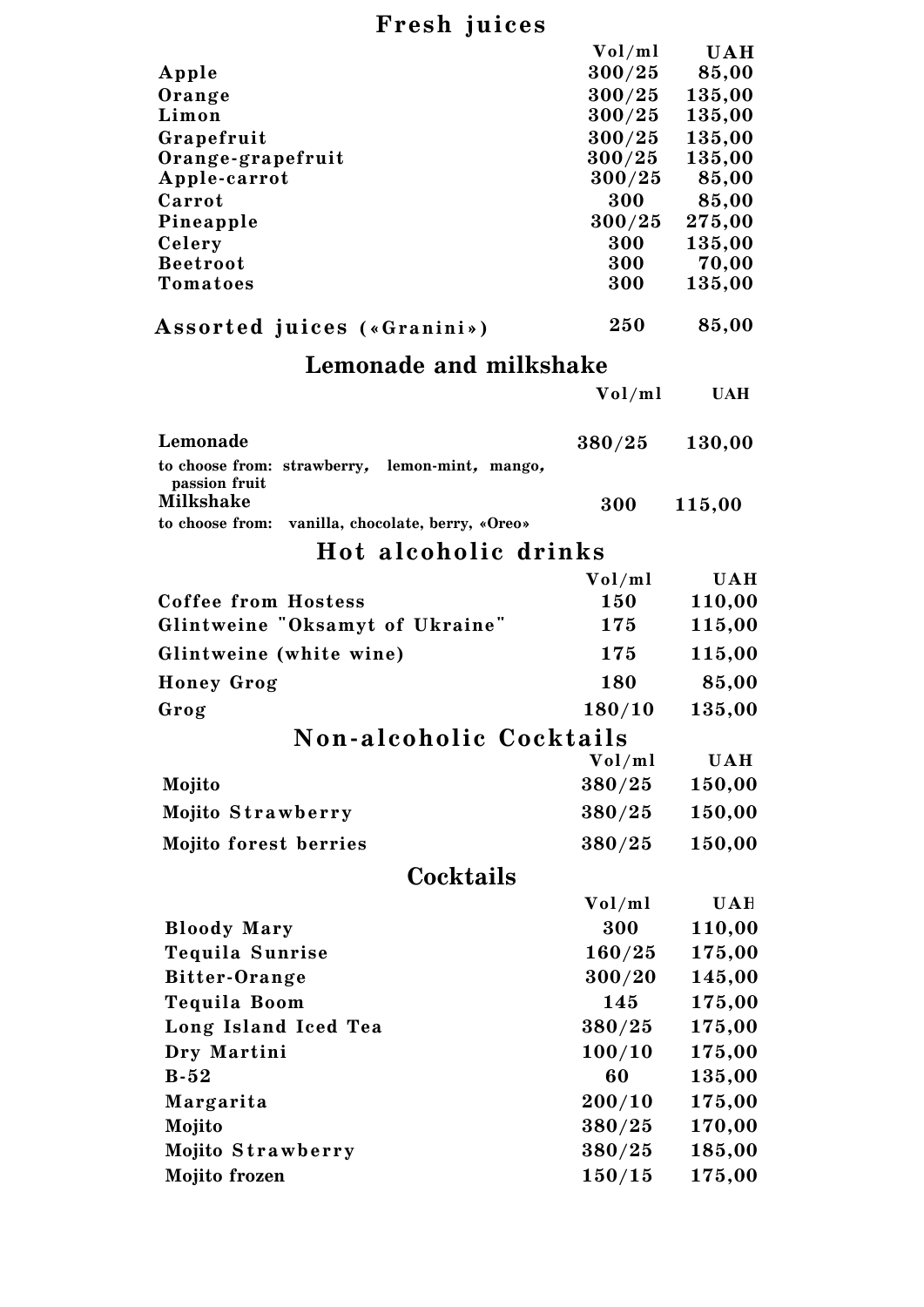## Fresh juices

| | Vol/ml | UAH |
|---|---|---|
| Apple | 300/25 | 85,00 |
| Orange | 300/25 | 135,00 |
| Limon | 300/25 | 135,00 |
| Grapefruit | 300/25 | 135,00 |
| Orange-grapefruit | 300/25 | 135,00 |
| Apple-carrot | 300/25 | 85,00 |
| Carrot | 300 | 85,00 |
| Pineapple | 300/25 | 275,00 |
| Celery | 300 | 135,00 |
| Beetroot | 300 | 70,00 |
| Tomatoes | 300 | 135,00 |
| **Assorted juices («Granini»)** | 250 | 85,00 |

## Lemonade and milkshake

| | Vol/ml | UAH |
|---|---|---|
| **Lemonade**<br>to choose from: strawberry, lemon-mint, mango, passion fruit | 380/25 | 130,00 |
| **Milkshake**<br>to choose from: vanilla, chocolate, berry, «Oreo» | 300 | 115,00 |

## Hot alcoholic drinks

| | Vol/ml | UAH |
|---|---|---|
| Coffee from Hostess | 150 | 110,00 |
| Glintweine "Oksamyt of Ukraine" | 175 | 115,00 |
| Glintweine (white wine) | 175 | 115,00 |
| Honey Grog | 180 | 85,00 |
| Grog | 180/10 | 135,00 |

## Non-alcoholic Cocktails

| | Vol/ml | UAH |
|---|---|---|
| Mojito | 380/25 | 150,00 |
| Mojito Strawberry | 380/25 | 150,00 |
| Mojito forest berries | 380/25 | 150,00 |

## Cocktails

| | Vol/ml | UAH |
|---|---|---|
| Bloody Mary | 300 | 110,00 |
| Tequila Sunrise | 160/25 | 175,00 |
| Bitter-Orange | 300/20 | 145,00 |
| Tequila Boom | 145 | 175,00 |
| Long Island Iced Tea | 380/25 | 175,00 |
| Dry Martini | 100/10 | 175,00 |
| B-52 | 60 | 135,00 |
| Margarita | 200/10 | 175,00 |
| Mojito | 380/25 | 170,00 |
| Mojito Strawberry | 380/25 | 185,00 |
| Mojito frozen | 150/15 | 175,00 |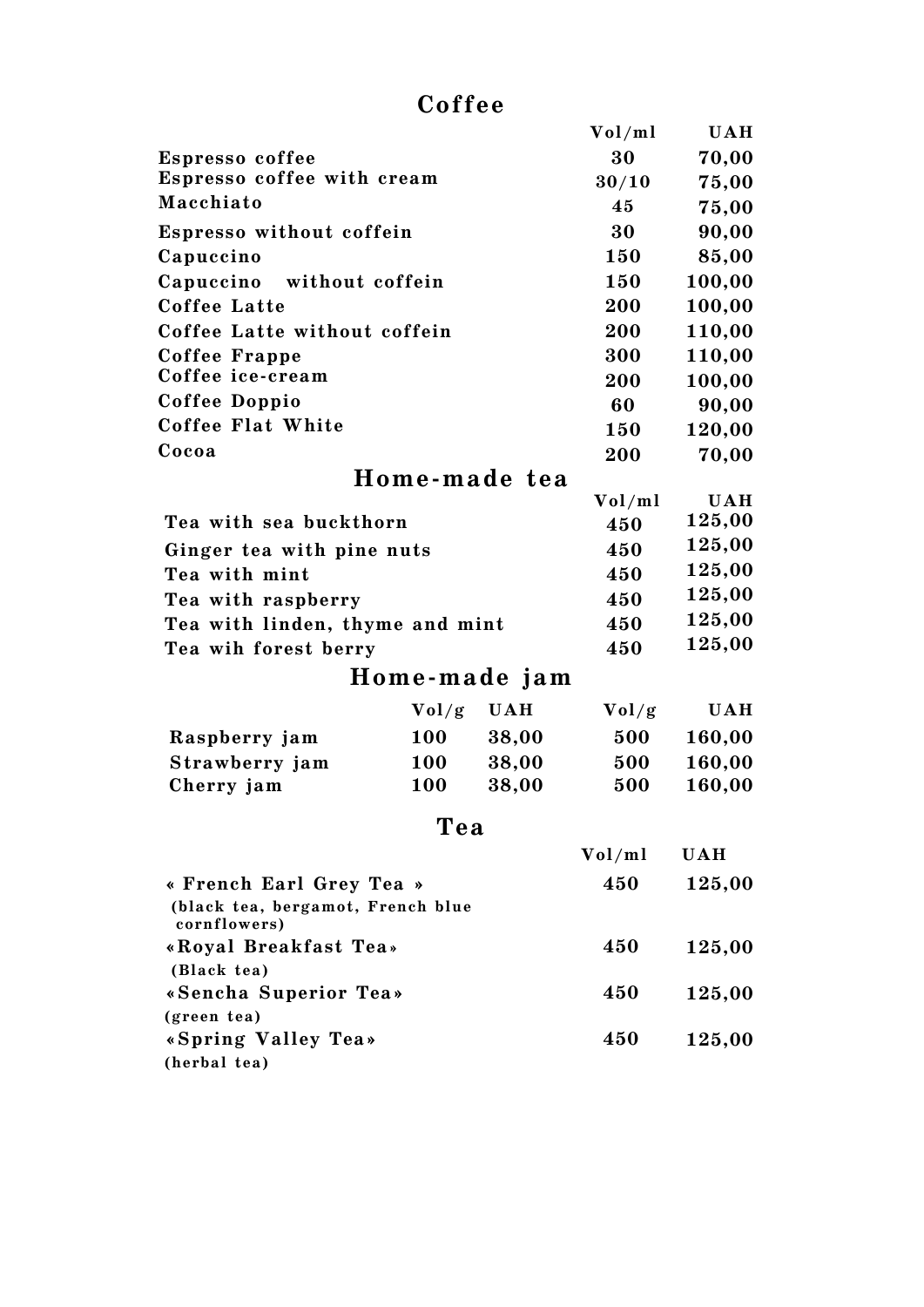## Coffee

| | Vol/ml | UAH |
|---|---|---|
| Espresso coffee | 30 | 70,00 |
| Espresso coffee with cream | 30/10 | 75,00 |
| Macchiato | 45 | 75,00 |
| Espresso without coffein | 30 | 90,00 |
| Capuccino | 150 | 85,00 |
| Capuccino without coffein | 150 | 100,00 |
| Coffee Latte | 200 | 100,00 |
| Coffee Latte without coffein | 200 | 110,00 |
| Coffee Frappe | 300 | 110,00 |
| Coffee ice-cream | 200 | 100,00 |
| Coffee Doppio | 60 | 90,00 |
| Coffee Flat White | 150 | 120,00 |
| Cocoa | 200 | 70,00 |

## Home-made tea

| | Vol/ml | UAH |
|---|---|---|
| Tea with sea buckthorn | 450 | 125,00 |
| Ginger tea with pine nuts | 450 | 125,00 |
| Tea with mint | 450 | 125,00 |
| Tea with raspberry | 450 | 125,00 |
| Tea with linden, thyme and mint | 450 | 125,00 |
| Tea wih forest berry | 450 | 125,00 |

## Home-made jam

| | Vol/g | UAH | Vol/g | UAH |
|---|---|---|---|---|
| Raspberry jam | 100 | 38,00 | 500 | 160,00 |
| Strawberry jam | 100 | 38,00 | 500 | 160,00 |
| Cherry jam | 100 | 38,00 | 500 | 160,00 |

## Tea

| | Vol/ml | UAH |
|---|---|---|
| « French Earl Grey Tea » (black tea, bergamot, French blue cornflowers) | 450 | 125,00 |
| «Royal Breakfast Tea» (Black tea) | 450 | 125,00 |
| «Sencha Superior Tea» (green tea) | 450 | 125,00 |
| «Spring Valley Tea» (herbal tea) | 450 | 125,00 |